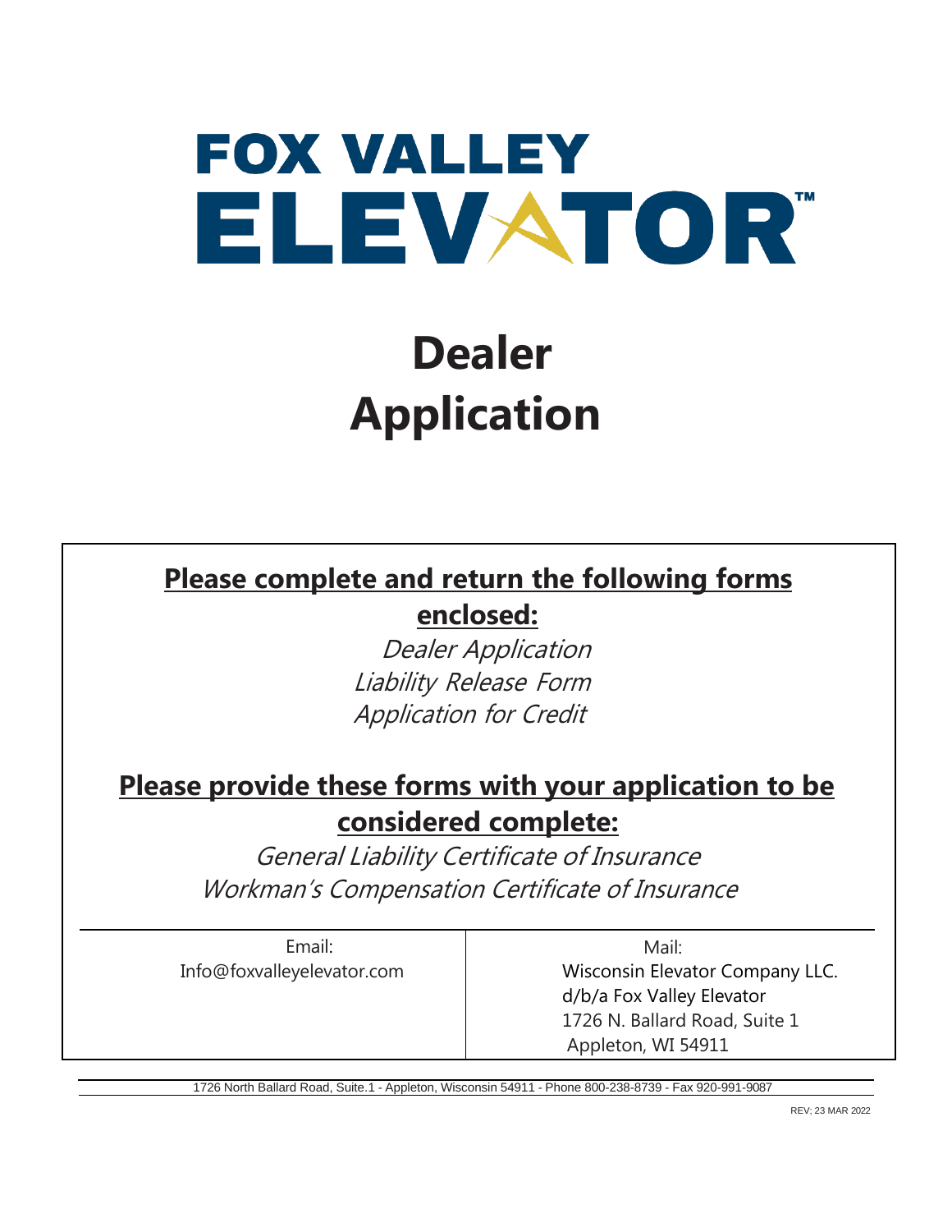# FOX VALLEY ELEVATOR™

# Dealer Application

**Please complete and return the following forms enclosed:**

*Dealer Application*
*Liability Release Form*
*Application for Credit*

**Please provide these forms with your application to be considered complete:**

*General Liability Certificate of Insurance*
*Workman's Compensation Certificate of Insurance*

| Email: | Mail: |
| --- | --- |
| Info@foxvalleyelevator.com | Wisconsin Elevator Company LLC.<br>d/b/a Fox Valley Elevator<br>1726 N. Ballard Road, Suite 1<br>Appleton, WI 54911 |

1726 North Ballard Road, Suite.1 - Appleton, Wisconsin 54911 - Phone 800-238-8739 - Fax 920-991-9087

REV; 23 MAR 2022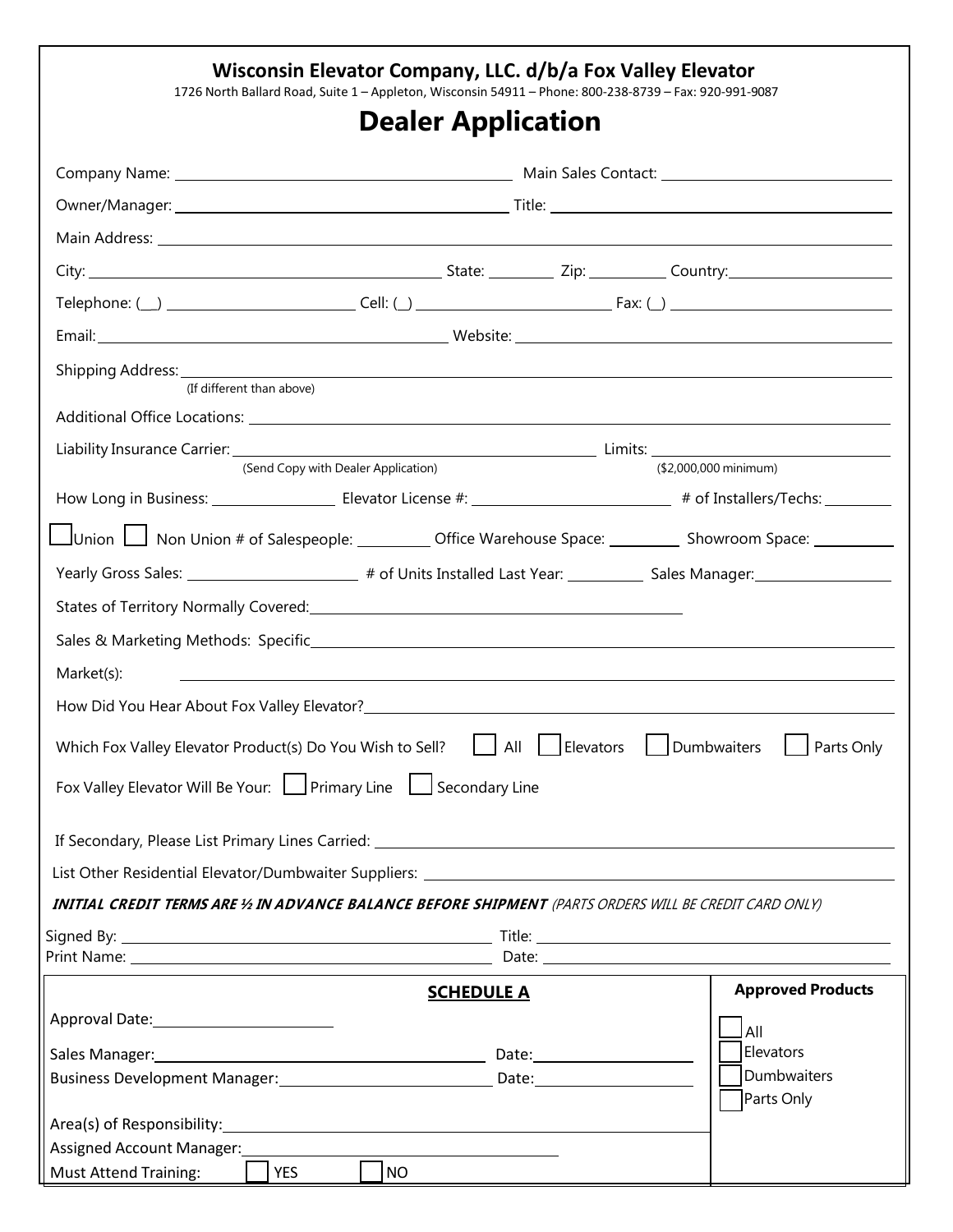# Wisconsin Elevator Company, LLC. d/b/a Fox Valley Elevator

1726 North Ballard Road, Suite 1 – Appleton, Wisconsin 54911 – Phone: 800-238-8739 – Fax: 920-991-9087

## Dealer Application

Company Name: ______________________________ Main Sales Contact: ______________________

Owner/Manager: ______________________________ Title: ______________________________

Main Address: ______________________________________________________________

City: ______________________ State: ________ Zip: __________ Country: ______________

Telephone: (__) ______________ Cell: (_) ______________ Fax: (_) ______________

Email: ______________________________ Website: ______________________________

Shipping Address: ______________________________________________________________
(If different than above)

Additional Office Locations: ______________________________________________________

Liability Insurance Carrier: ______________________________ Limits: ______________________
(Send Copy with Dealer Application) ($2,000,000 minimum)

How Long in Business: ______________ Elevator License #: ______________ # of Installers/Techs: ________

☐ Union ☐ Non Union # of Salespeople: ________ Office Warehouse Space: ________ Showroom Space: ________

Yearly Gross Sales: ______________ # of Units Installed Last Year: ________ Sales Manager: ______________

States of Territory Normally Covered: ______________________________________________

Sales & Marketing Methods: Specific ______________________________________________

Market(s): ______________________________________________________________

How Did You Hear About Fox Valley Elevator? ______________________________________

Which Fox Valley Elevator Product(s) Do You Wish to Sell? ☐ All ☐ Elevators ☐ Dumbwaiters ☐ Parts Only

Fox Valley Elevator Will Be Your: ☐ Primary Line ☐ Secondary Line

If Secondary, Please List Primary Lines Carried: ______________________________________

List Other Residential Elevator/Dumbwaiter Suppliers: __________________________________

***INITIAL CREDIT TERMS ARE ½ IN ADVANCE BALANCE BEFORE SHIPMENT*** *(PARTS ORDERS WILL BE CREDIT CARD ONLY)*

Signed By: ______________________________ Title: ______________________________

Print Name: ______________________________ Date: ______________________________

### SCHEDULE A

Approval Date: ______________________

Sales Manager: ______________________________ Date: ______________________

Business Development Manager: ______________________ Date: ______________________

Area(s) of Responsibility: ______________________________________________

Assigned Account Manager: ______________________________________

Must Attend Training: ☐ YES ☐ NO

**Approved Products**

☐ All
☐ Elevators
☐ Dumbwaiters
☐ Parts Only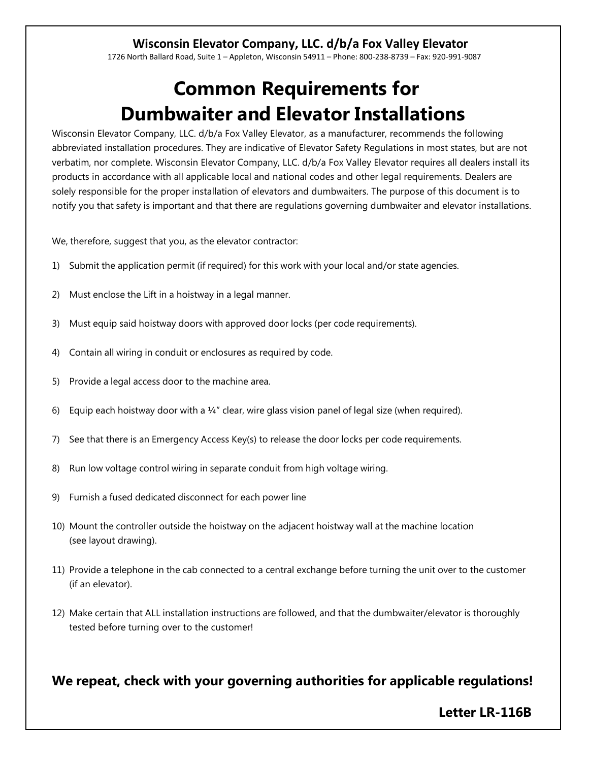**Wisconsin Elevator Company, LLC. d/b/a Fox Valley Elevator**

1726 North Ballard Road, Suite 1 – Appleton, Wisconsin 54911 – Phone: 800-238-8739 – Fax: 920-991-9087

# Common Requirements for Dumbwaiter and Elevator Installations

Wisconsin Elevator Company, LLC. d/b/a Fox Valley Elevator, as a manufacturer, recommends the following abbreviated installation procedures. They are indicative of Elevator Safety Regulations in most states, but are not verbatim, nor complete. Wisconsin Elevator Company, LLC. d/b/a Fox Valley Elevator requires all dealers install its products in accordance with all applicable local and national codes and other legal requirements. Dealers are solely responsible for the proper installation of elevators and dumbwaiters. The purpose of this document is to notify you that safety is important and that there are regulations governing dumbwaiter and elevator installations.

We, therefore, suggest that you, as the elevator contractor:

1) Submit the application permit (if required) for this work with your local and/or state agencies.
2) Must enclose the Lift in a hoistway in a legal manner.
3) Must equip said hoistway doors with approved door locks (per code requirements).
4) Contain all wiring in conduit or enclosures as required by code.
5) Provide a legal access door to the machine area.
6) Equip each hoistway door with a ¼" clear, wire glass vision panel of legal size (when required).
7) See that there is an Emergency Access Key(s) to release the door locks per code requirements.
8) Run low voltage control wiring in separate conduit from high voltage wiring.
9) Furnish a fused dedicated disconnect for each power line
10) Mount the controller outside the hoistway on the adjacent hoistway wall at the machine location (see layout drawing).
11) Provide a telephone in the cab connected to a central exchange before turning the unit over to the customer (if an elevator).
12) Make certain that ALL installation instructions are followed, and that the dumbwaiter/elevator is thoroughly tested before turning over to the customer!

**We repeat, check with your governing authorities for applicable regulations!**

**Letter LR-116B**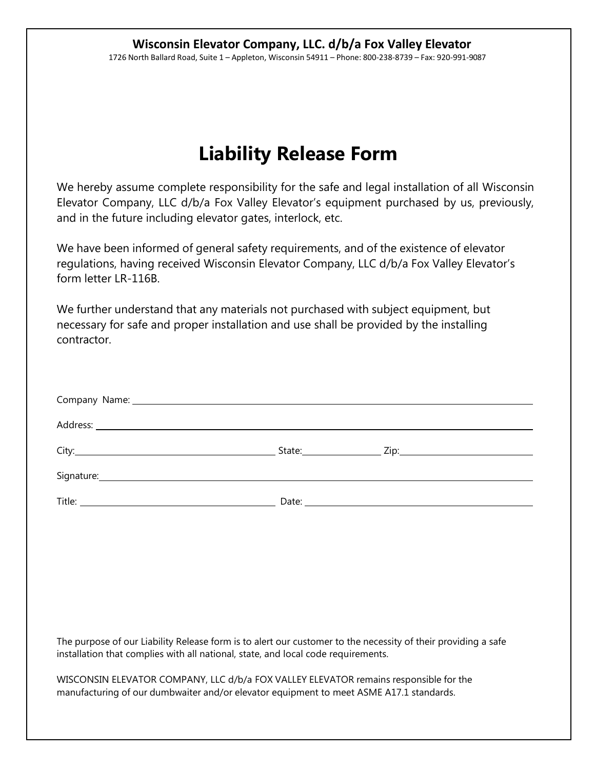**Wisconsin Elevator Company, LLC. d/b/a Fox Valley Elevator**

1726 North Ballard Road, Suite 1 – Appleton, Wisconsin 54911 – Phone: 800-238-8739 – Fax: 920-991-9087

# Liability Release Form

We hereby assume complete responsibility for the safe and legal installation of all Wisconsin Elevator Company, LLC d/b/a Fox Valley Elevator's equipment purchased by us, previously, and in the future including elevator gates, interlock, etc.

We have been informed of general safety requirements, and of the existence of elevator regulations, having received Wisconsin Elevator Company, LLC d/b/a Fox Valley Elevator's form letter LR-116B.

We further understand that any materials not purchased with subject equipment, but necessary for safe and proper installation and use shall be provided by the installing contractor.

Company Name: ______________________________________________

Address: ______________________________________________

City: ______________________ State: __________ Zip: ______________

Signature: ______________________________________________

Title: ______________________ Date: ______________________

The purpose of our Liability Release form is to alert our customer to the necessity of their providing a safe installation that complies with all national, state, and local code requirements.

WISCONSIN ELEVATOR COMPANY, LLC d/b/a FOX VALLEY ELEVATOR remains responsible for the manufacturing of our dumbwaiter and/or elevator equipment to meet ASME A17.1 standards.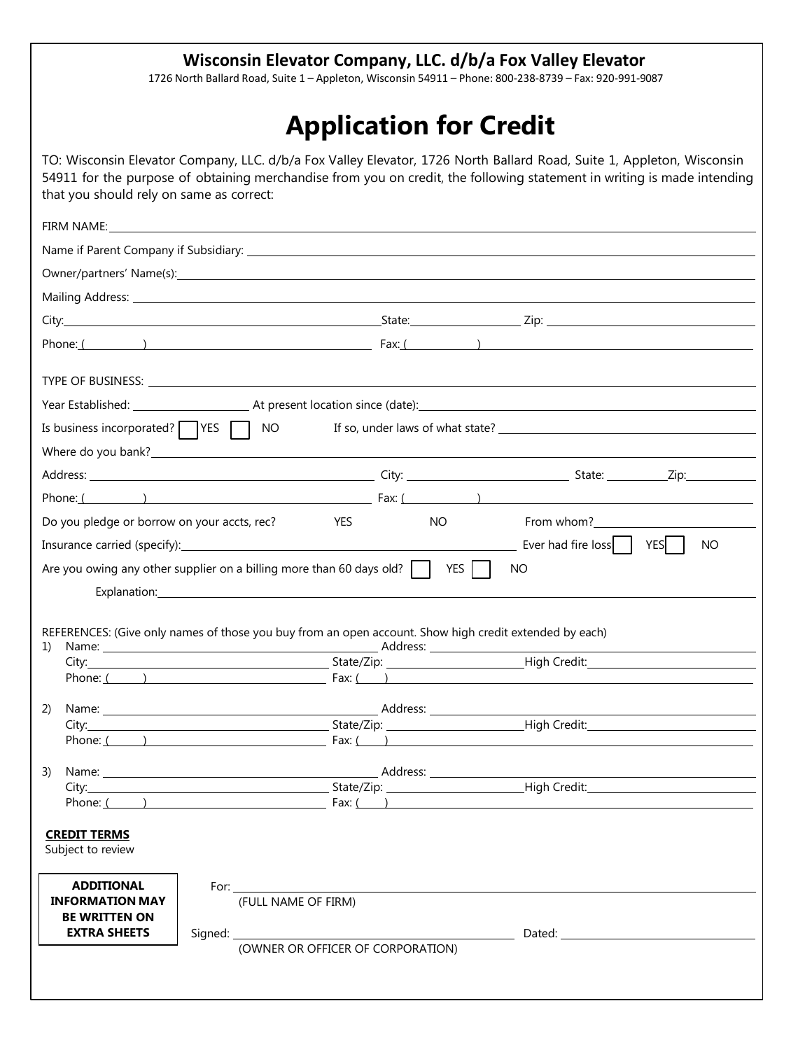## Wisconsin Elevator Company, LLC. d/b/a Fox Valley Elevator

1726 North Ballard Road, Suite 1 – Appleton, Wisconsin 54911 – Phone: 800-238-8739 – Fax: 920-991-9087

# Application for Credit

TO: Wisconsin Elevator Company, LLC. d/b/a Fox Valley Elevator, 1726 North Ballard Road, Suite 1, Appleton, Wisconsin 54911 for the purpose of obtaining merchandise from you on credit, the following statement in writing is made intending that you should rely on same as correct:

FIRM NAME: \_\_\_\_\_\_\_\_\_\_\_\_\_\_\_\_\_\_\_\_\_\_\_\_\_\_\_\_\_\_\_\_\_\_\_\_\_\_\_\_

Name if Parent Company if Subsidiary: \_\_\_\_\_\_\_\_\_\_\_\_\_\_\_\_\_\_\_\_\_\_\_\_\_\_\_\_\_\_\_\_\_\_\_\_\_\_\_\_

Owner/partners' Name(s): \_\_\_\_\_\_\_\_\_\_\_\_\_\_\_\_\_\_\_\_\_\_\_\_\_\_\_\_\_\_\_\_\_\_\_\_\_\_\_\_

Mailing Address: \_\_\_\_\_\_\_\_\_\_\_\_\_\_\_\_\_\_\_\_\_\_\_\_\_\_\_\_\_\_\_\_\_\_\_\_\_\_\_\_

City: \_\_\_\_\_\_\_\_\_\_\_\_\_\_\_\_\_\_\_\_ State: \_\_\_\_\_\_\_\_\_\_ Zip: \_\_\_\_\_\_\_\_\_\_

Phone: ( &nbsp;&nbsp;&nbsp; ) \_\_\_\_\_\_\_\_\_\_\_\_\_\_\_\_\_\_\_\_ Fax: ( &nbsp;&nbsp;&nbsp; ) \_\_\_\_\_\_\_\_\_\_\_\_\_\_\_\_\_\_\_\_

TYPE OF BUSINESS: \_\_\_\_\_\_\_\_\_\_\_\_\_\_\_\_\_\_\_\_\_\_\_\_\_\_\_\_\_\_\_\_\_\_\_\_\_\_\_\_

Year Established: \_\_\_\_\_\_\_\_\_\_ At present location since (date): \_\_\_\_\_\_\_\_\_\_\_\_\_\_\_\_\_\_\_\_

Is business incorporated? ☐ YES ☐ NO &nbsp;&nbsp;&nbsp; If so, under laws of what state? \_\_\_\_\_\_\_\_\_\_\_\_\_\_\_\_\_\_\_\_

Where do you bank? \_\_\_\_\_\_\_\_\_\_\_\_\_\_\_\_\_\_\_\_\_\_\_\_\_\_\_\_\_\_\_\_\_\_\_\_\_\_\_\_

Address: \_\_\_\_\_\_\_\_\_\_\_\_\_\_\_\_\_\_\_\_ City: \_\_\_\_\_\_\_\_\_\_\_\_\_\_\_\_ State: \_\_\_\_\_\_ Zip: \_\_\_\_\_\_\_

Phone: ( &nbsp;&nbsp;&nbsp; ) \_\_\_\_\_\_\_\_\_\_\_\_\_\_\_\_\_\_\_\_ Fax: ( &nbsp;&nbsp;&nbsp; ) \_\_\_\_\_\_\_\_\_\_\_\_\_\_\_\_\_\_\_\_

Do you pledge or borrow on your accts, rec? &nbsp;&nbsp; YES &nbsp;&nbsp; NO &nbsp;&nbsp; From whom? \_\_\_\_\_\_\_\_\_\_\_\_\_\_\_\_\_\_\_\_

Insurance carried (specify): \_\_\_\_\_\_\_\_\_\_\_\_\_\_\_\_\_\_\_\_ Ever had fire loss ☐ YES ☐ NO

Are you owing any other supplier on a billing more than 60 days old? ☐ YES ☐ NO

Explanation: \_\_\_\_\_\_\_\_\_\_\_\_\_\_\_\_\_\_\_\_\_\_\_\_\_\_\_\_\_\_\_\_\_\_\_\_\_\_\_\_

REFERENCES: (Give only names of those you buy from an open account. Show high credit extended by each)

1) Name: \_\_\_\_\_\_\_\_\_\_\_\_\_\_\_\_\_\_\_\_ Address: \_\_\_\_\_\_\_\_\_\_\_\_\_\_\_\_\_\_\_\_
   City: \_\_\_\_\_\_\_\_\_\_\_\_\_\_\_\_ State/Zip: \_\_\_\_\_\_\_\_\_\_\_\_ High Credit: \_\_\_\_\_\_\_\_\_\_\_\_
   Phone: ( &nbsp;&nbsp;&nbsp; ) \_\_\_\_\_\_\_\_\_\_\_\_\_\_\_\_ Fax: ( &nbsp;&nbsp;&nbsp; ) \_\_\_\_\_\_\_\_\_\_\_\_\_\_\_\_

2) Name: \_\_\_\_\_\_\_\_\_\_\_\_\_\_\_\_\_\_\_\_ Address: \_\_\_\_\_\_\_\_\_\_\_\_\_\_\_\_\_\_\_\_
   City: \_\_\_\_\_\_\_\_\_\_\_\_\_\_\_\_ State/Zip: \_\_\_\_\_\_\_\_\_\_\_\_ High Credit: \_\_\_\_\_\_\_\_\_\_\_\_
   Phone: ( &nbsp;&nbsp;&nbsp; ) \_\_\_\_\_\_\_\_\_\_\_\_\_\_\_\_ Fax: ( &nbsp;&nbsp;&nbsp; ) \_\_\_\_\_\_\_\_\_\_\_\_\_\_\_\_

3) Name: \_\_\_\_\_\_\_\_\_\_\_\_\_\_\_\_\_\_\_\_ Address: \_\_\_\_\_\_\_\_\_\_\_\_\_\_\_\_\_\_\_\_
   City: \_\_\_\_\_\_\_\_\_\_\_\_\_\_\_\_ State/Zip: \_\_\_\_\_\_\_\_\_\_\_\_ High Credit: \_\_\_\_\_\_\_\_\_\_\_\_
   Phone: ( &nbsp;&nbsp;&nbsp; ) \_\_\_\_\_\_\_\_\_\_\_\_\_\_\_\_ Fax: ( &nbsp;&nbsp;&nbsp; ) \_\_\_\_\_\_\_\_\_\_\_\_\_\_\_\_

**CREDIT TERMS**
Subject to review

**ADDITIONAL INFORMATION MAY BE WRITTEN ON EXTRA SHEETS**

For: \_\_\_\_\_\_\_\_\_\_\_\_\_\_\_\_\_\_\_\_\_\_\_\_\_\_\_\_\_\_\_\_\_\_\_\_\_\_\_\_
(FULL NAME OF FIRM)

Signed: \_\_\_\_\_\_\_\_\_\_\_\_\_\_\_\_\_\_\_\_ Dated: \_\_\_\_\_\_\_\_\_\_\_\_\_\_\_\_
(OWNER OR OFFICER OF CORPORATION)